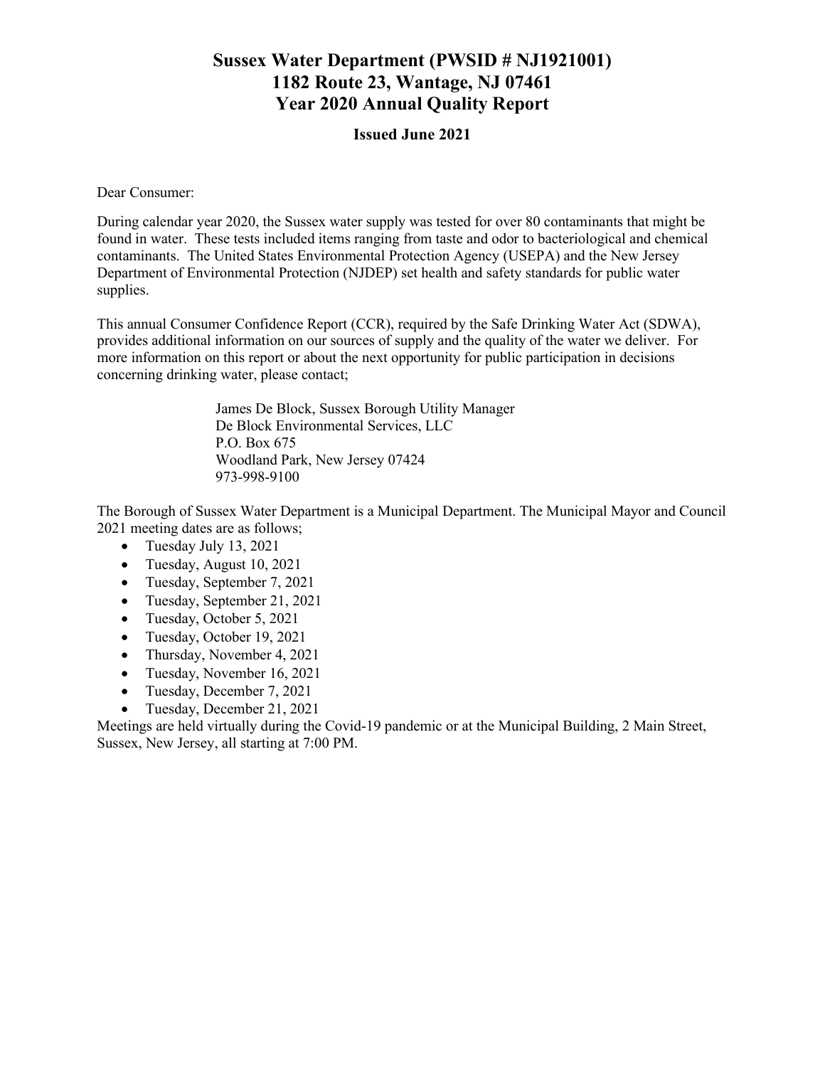# Sussex Water Department (PWSID # NJ1921001)
# 1182 Route 23, Wantage, NJ 07461
# Year 2020 Annual Quality Report

### Issued June 2021

Dear Consumer:

During calendar year 2020, the Sussex water supply was tested for over 80 contaminants that might be found in water. These tests included items ranging from taste and odor to bacteriological and chemical contaminants. The United States Environmental Protection Agency (USEPA) and the New Jersey Department of Environmental Protection (NJDEP) set health and safety standards for public water supplies.

This annual Consumer Confidence Report (CCR), required by the Safe Drinking Water Act (SDWA), provides additional information on our sources of supply and the quality of the water we deliver. For more information on this report or about the next opportunity for public participation in decisions concerning drinking water, please contact;

James De Block, Sussex Borough Utility Manager
De Block Environmental Services, LLC
P.O. Box 675
Woodland Park, New Jersey 07424
973-998-9100

The Borough of Sussex Water Department is a Municipal Department. The Municipal Mayor and Council 2021 meeting dates are as follows;

- Tuesday July 13, 2021
- Tuesday, August 10, 2021
- Tuesday, September 7, 2021
- Tuesday, September 21, 2021
- Tuesday, October 5, 2021
- Tuesday, October 19, 2021
- Thursday, November 4, 2021
- Tuesday, November 16, 2021
- Tuesday, December 7, 2021
- Tuesday, December 21, 2021

Meetings are held virtually during the Covid-19 pandemic or at the Municipal Building, 2 Main Street, Sussex, New Jersey, all starting at 7:00 PM.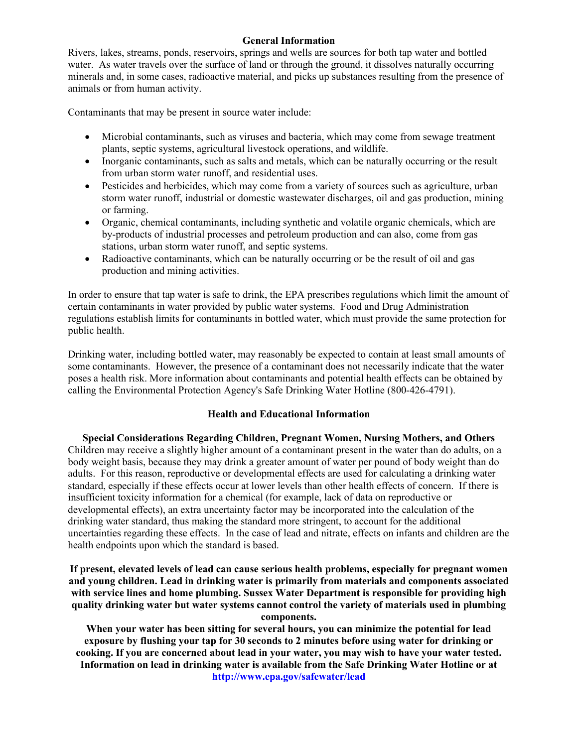## General Information

Rivers, lakes, streams, ponds, reservoirs, springs and wells are sources for both tap water and bottled water. As water travels over the surface of land or through the ground, it dissolves naturally occurring minerals and, in some cases, radioactive material, and picks up substances resulting from the presence of animals or from human activity.

Contaminants that may be present in source water include:

- Microbial contaminants, such as viruses and bacteria, which may come from sewage treatment plants, septic systems, agricultural livestock operations, and wildlife.
- Inorganic contaminants, such as salts and metals, which can be naturally occurring or the result from urban storm water runoff, and residential uses.
- Pesticides and herbicides, which may come from a variety of sources such as agriculture, urban storm water runoff, industrial or domestic wastewater discharges, oil and gas production, mining or farming.
- Organic, chemical contaminants, including synthetic and volatile organic chemicals, which are by-products of industrial processes and petroleum production and can also, come from gas stations, urban storm water runoff, and septic systems.
- Radioactive contaminants, which can be naturally occurring or be the result of oil and gas production and mining activities.

In order to ensure that tap water is safe to drink, the EPA prescribes regulations which limit the amount of certain contaminants in water provided by public water systems. Food and Drug Administration regulations establish limits for contaminants in bottled water, which must provide the same protection for public health.

Drinking water, including bottled water, may reasonably be expected to contain at least small amounts of some contaminants. However, the presence of a contaminant does not necessarily indicate that the water poses a health risk. More information about contaminants and potential health effects can be obtained by calling the Environmental Protection Agency's Safe Drinking Water Hotline (800-426-4791).

## Health and Educational Information

### Special Considerations Regarding Children, Pregnant Women, Nursing Mothers, and Others

Children may receive a slightly higher amount of a contaminant present in the water than do adults, on a body weight basis, because they may drink a greater amount of water per pound of body weight than do adults. For this reason, reproductive or developmental effects are used for calculating a drinking water standard, especially if these effects occur at lower levels than other health effects of concern. If there is insufficient toxicity information for a chemical (for example, lack of data on reproductive or developmental effects), an extra uncertainty factor may be incorporated into the calculation of the drinking water standard, thus making the standard more stringent, to account for the additional uncertainties regarding these effects. In the case of lead and nitrate, effects on infants and children are the health endpoints upon which the standard is based.

**If present, elevated levels of lead can cause serious health problems, especially for pregnant women and young children. Lead in drinking water is primarily from materials and components associated with service lines and home plumbing. Sussex Water Department is responsible for providing high quality drinking water but water systems cannot control the variety of materials used in plumbing components.**

**When your water has been sitting for several hours, you can minimize the potential for lead exposure by flushing your tap for 30 seconds to 2 minutes before using water for drinking or cooking. If you are concerned about lead in your water, you may wish to have your water tested. Information on lead in drinking water is available from the Safe Drinking Water Hotline or at http://www.epa.gov/safewater/lead**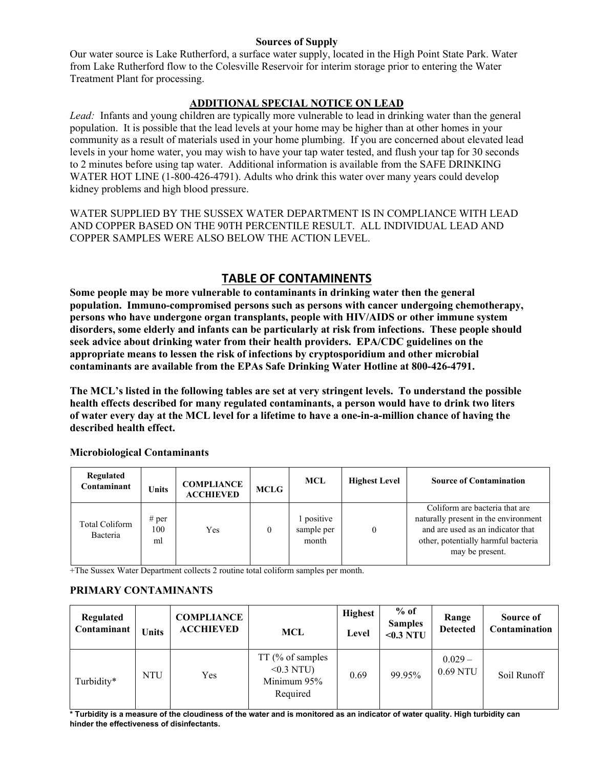**Sources of Supply**

Our water source is Lake Rutherford, a surface water supply, located in the High Point State Park. Water from Lake Rutherford flow to the Colesville Reservoir for interim storage prior to entering the Water Treatment Plant for processing.

**ADDITIONAL SPECIAL NOTICE ON LEAD**

*Lead:* Infants and young children are typically more vulnerable to lead in drinking water than the general population. It is possible that the lead levels at your home may be higher than at other homes in your community as a result of materials used in your home plumbing. If you are concerned about elevated lead levels in your home water, you may wish to have your tap water tested, and flush your tap for 30 seconds to 2 minutes before using tap water. Additional information is available from the SAFE DRINKING WATER HOT LINE (1-800-426-4791). Adults who drink this water over many years could develop kidney problems and high blood pressure.

WATER SUPPLIED BY THE SUSSEX WATER DEPARTMENT IS IN COMPLIANCE WITH LEAD AND COPPER BASED ON THE 90TH PERCENTILE RESULT. ALL INDIVIDUAL LEAD AND COPPER SAMPLES WERE ALSO BELOW THE ACTION LEVEL.

## TABLE OF CONTAMINENTS

**Some people may be more vulnerable to contaminants in drinking water then the general population. Immuno-compromised persons such as persons with cancer undergoing chemotherapy, persons who have undergone organ transplants, people with HIV/AIDS or other immune system disorders, some elderly and infants can be particularly at risk from infections. These people should seek advice about drinking water from their health providers. EPA/CDC guidelines on the appropriate means to lessen the risk of infections by cryptosporidium and other microbial contaminants are available from the EPAs Safe Drinking Water Hotline at 800-426-4791.**

**The MCL's listed in the following tables are set at very stringent levels. To understand the possible health effects described for many regulated contaminants, a person would have to drink two liters of water every day at the MCL level for a lifetime to have a one-in-a-million chance of having the described health effect.**

**Microbiological Contaminants**

| Regulated Contaminant | Units | COMPLIANCE ACCHIEVED | MCLG | MCL | Highest Level | Source of Contamination |
|---|---|---|---|---|---|---|
| Total Coliform Bacteria | # per 100 ml | Yes | 0 | 1 positive sample per month | 0 | Coliform are bacteria that are naturally present in the environment and are used as an indicator that other, potentially harmful bacteria may be present. |

+The Sussex Water Department collects 2 routine total coliform samples per month.

**PRIMARY CONTAMINANTS**

| Regulated Contaminant | Units | COMPLIANCE ACCHIEVED | MCL | Highest Level | % of Samples <0.3 NTU | Range Detected | Source of Contamination |
|---|---|---|---|---|---|---|---|
| Turbidity* | NTU | Yes | TT (% of samples <0.3 NTU) Minimum 95% Required | 0.69 | 99.95% | 0.029 – 0.69 NTU | Soil Runoff |

**\* Turbidity is a measure of the cloudiness of the water and is monitored as an indicator of water quality. High turbidity can hinder the effectiveness of disinfectants.**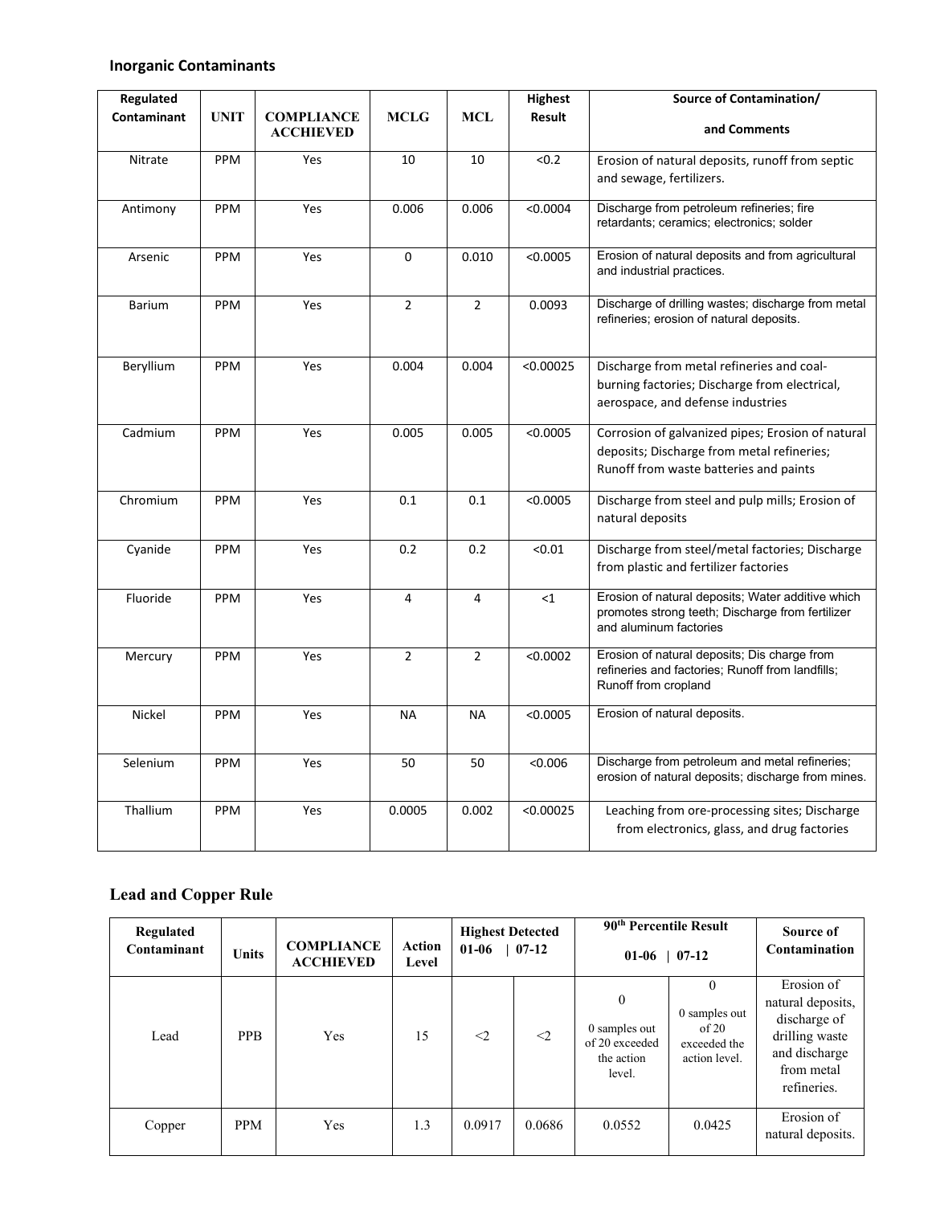### Inorganic Contaminants

| Regulated Contaminant | UNIT | COMPLIANCE ACCHIEVED | MCLG | MCL | Highest Result | Source of Contamination/ and Comments |
|---|---|---|---|---|---|---|
| Nitrate | PPM | Yes | 10 | 10 | <0.2 | Erosion of natural deposits, runoff from septic and sewage, fertilizers. |
| Antimony | PPM | Yes | 0.006 | 0.006 | <0.0004 | Discharge from petroleum refineries; fire retardants; ceramics; electronics; solder |
| Arsenic | PPM | Yes | 0 | 0.010 | <0.0005 | Erosion of natural deposits and from agricultural and industrial practices. |
| Barium | PPM | Yes | 2 | 2 | 0.0093 | Discharge of drilling wastes; discharge from metal refineries; erosion of natural deposits. |
| Beryllium | PPM | Yes | 0.004 | 0.004 | <0.00025 | Discharge from metal refineries and coal-burning factories; Discharge from electrical, aerospace, and defense industries |
| Cadmium | PPM | Yes | 0.005 | 0.005 | <0.0005 | Corrosion of galvanized pipes; Erosion of natural deposits; Discharge from metal refineries; Runoff from waste batteries and paints |
| Chromium | PPM | Yes | 0.1 | 0.1 | <0.0005 | Discharge from steel and pulp mills; Erosion of natural deposits |
| Cyanide | PPM | Yes | 0.2 | 0.2 | <0.01 | Discharge from steel/metal factories; Discharge from plastic and fertilizer factories |
| Fluoride | PPM | Yes | 4 | 4 | <1 | Erosion of natural deposits; Water additive which promotes strong teeth; Discharge from fertilizer and aluminum factories |
| Mercury | PPM | Yes | 2 | 2 | <0.0002 | Erosion of natural deposits; Dis charge from refineries and factories; Runoff from landfills; Runoff from cropland |
| Nickel | PPM | Yes | NA | NA | <0.0005 | Erosion of natural deposits. |
| Selenium | PPM | Yes | 50 | 50 | <0.006 | Discharge from petroleum and metal refineries; erosion of natural deposits; discharge from mines. |
| Thallium | PPM | Yes | 0.0005 | 0.002 | <0.00025 | Leaching from ore-processing sites; Discharge from electronics, glass, and drug factories |

### Lead and Copper Rule

| Regulated Contaminant | Units | COMPLIANCE ACCHIEVED | Action Level | Highest Detected | | 90th Percentile Result | | Source of Contamination |
|---|---|---|---|---|---|---|---|---|
| | | | | 01-06 | 07-12 | 01-06 | 07-12 | |
| Lead | PPB | Yes | 15 | <2 | <2 | 0 0 samples out of 20 exceeded the action level. | 0 0 samples out of 20 exceeded the action level. | Erosion of natural deposits, discharge of drilling waste and discharge from metal refineries. |
| Copper | PPM | Yes | 1.3 | 0.0917 | 0.0686 | 0.0552 | 0.0425 | Erosion of natural deposits. |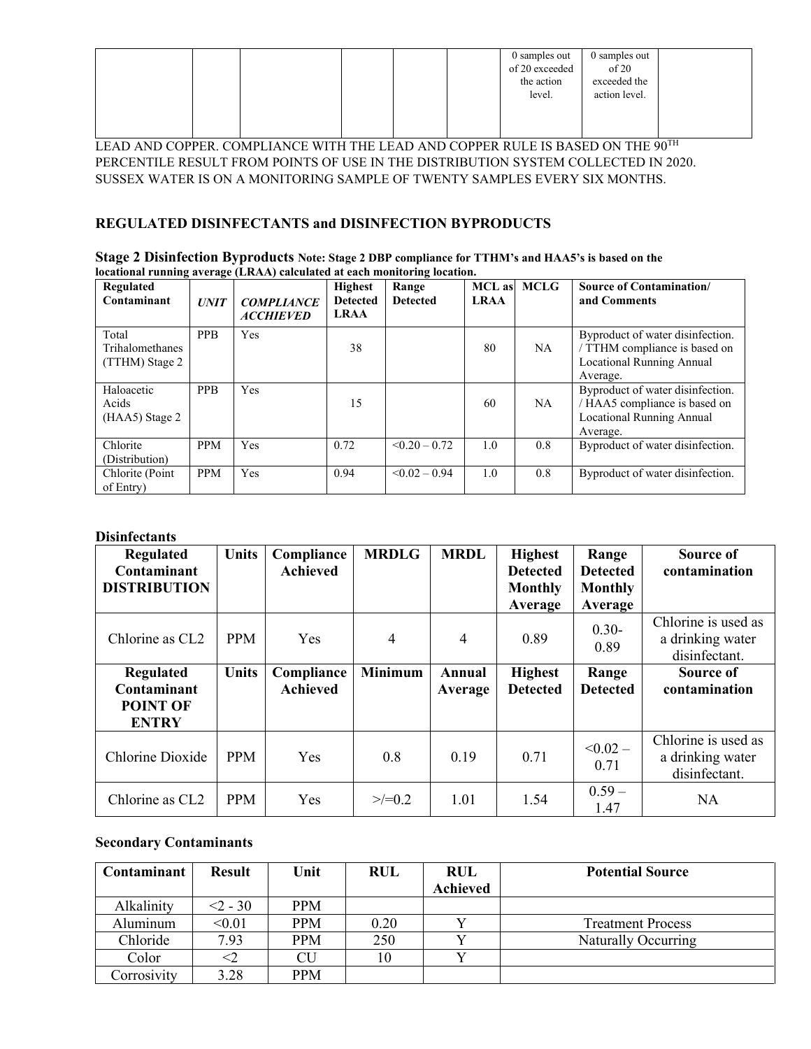| | | | | | | 0 samples out of 20 exceeded the action level. | 0 samples out of 20 exceeded the action level. | |
|---|---|---|---|---|---|---|---|---|

LEAD AND COPPER. COMPLIANCE WITH THE LEAD AND COPPER RULE IS BASED ON THE 90TH PERCENTILE RESULT FROM POINTS OF USE IN THE DISTRIBUTION SYSTEM COLLECTED IN 2020. SUSSEX WATER IS ON A MONITORING SAMPLE OF TWENTY SAMPLES EVERY SIX MONTHS.

### REGULATED DISINFECTANTS and DISINFECTION BYPRODUCTS

**Stage 2 Disinfection Byproducts Note: Stage 2 DBP compliance for TTHM's and HAA5's is based on the locational running average (LRAA) calculated at each monitoring location.**

| Regulated Contaminant | *UNIT* | *COMPLIANCE ACCHIEVED* | Highest Detected LRAA | Range Detected | MCL as LRAA | MCLG | Source of Contamination/ and Comments |
|---|---|---|---|---|---|---|---|
| Total Trihalomethanes (TTHM) Stage 2 | PPB | Yes | 38 | | 80 | NA | Byproduct of water disinfection. / TTHM compliance is based on Locational Running Annual Average. |
| Haloacetic Acids (HAA5) Stage 2 | PPB | Yes | 15 | | 60 | NA | Byproduct of water disinfection. / HAA5 compliance is based on Locational Running Annual Average. |
| Chlorite (Distribution) | PPM | Yes | 0.72 | <0.20 – 0.72 | 1.0 | 0.8 | Byproduct of water disinfection. |
| Chlorite (Point of Entry) | PPM | Yes | 0.94 | <0.02 – 0.94 | 1.0 | 0.8 | Byproduct of water disinfection. |

**Disinfectants**

| Regulated Contaminant DISTRIBUTION | Units | Compliance Achieved | MRDLG | MRDL | Highest Detected Monthly Average | Range Detected Monthly Average | Source of contamination |
|---|---|---|---|---|---|---|---|
| Chlorine as CL2 | PPM | Yes | 4 | 4 | 0.89 | 0.30-0.89 | Chlorine is used as a drinking water disinfectant. |
| **Regulated Contaminant POINT OF ENTRY** | **Units** | **Compliance Achieved** | **Minimum** | **Annual Average** | **Highest Detected** | **Range Detected** | **Source of contamination** |
| Chlorine Dioxide | PPM | Yes | 0.8 | 0.19 | 0.71 | <0.02 – 0.71 | Chlorine is used as a drinking water disinfectant. |
| Chlorine as CL2 | PPM | Yes | >/=0.2 | 1.01 | 1.54 | 0.59 – 1.47 | NA |

**Secondary Contaminants**

| Contaminant | Result | Unit | RUL | RUL Achieved | Potential Source |
|---|---|---|---|---|---|
| Alkalinity | <2 - 30 | PPM | | | |
| Aluminum | <0.01 | PPM | 0.20 | Y | Treatment Process |
| Chloride | 7.93 | PPM | 250 | Y | Naturally Occurring |
| Color | <2 | CU | 10 | Y | |
| Corrosivity | 3.28 | PPM | | | |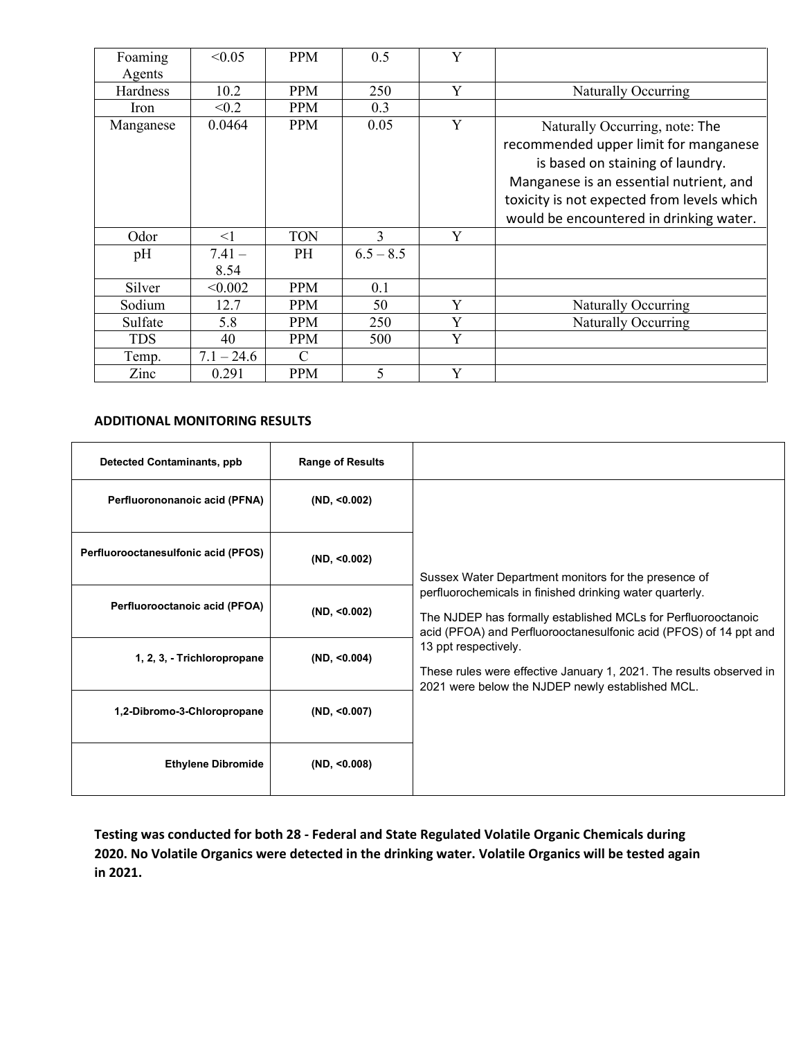| Foaming Agents | <0.05 | PPM | 0.5 | Y | |
|---|---|---|---|---|---|
| Hardness | 10.2 | PPM | 250 | Y | Naturally Occurring |
| Iron | <0.2 | PPM | 0.3 | | |
| Manganese | 0.0464 | PPM | 0.05 | Y | Naturally Occurring, note: The recommended upper limit for manganese is based on staining of laundry. Manganese is an essential nutrient, and toxicity is not expected from levels which would be encountered in drinking water. |
| Odor | <1 | TON | 3 | Y | |
| pH | 7.41 – 8.54 | PH | 6.5 – 8.5 | | |
| Silver | <0.002 | PPM | 0.1 | | |
| Sodium | 12.7 | PPM | 50 | Y | Naturally Occurring |
| Sulfate | 5.8 | PPM | 250 | Y | Naturally Occurring |
| TDS | 40 | PPM | 500 | Y | |
| Temp. | 7.1 – 24.6 | C | | | |
| Zinc | 0.291 | PPM | 5 | Y | |

**ADDITIONAL MONITORING RESULTS**

| Detected Contaminants, ppb | Range of Results | |
|---|---|---|
| Perfluorononanoic acid (PFNA) | (ND, <0.002) | Sussex Water Department monitors for the presence of perfluorochemicals in finished drinking water quarterly. The NJDEP has formally established MCLs for Perfluorooctanoic acid (PFOA) and Perfluorooctanesulfonic acid (PFOS) of 14 ppt and 13 ppt respectively. These rules were effective January 1, 2021. The results observed in 2021 were below the NJDEP newly established MCL. |
| Perfluorooctanesulfonic acid (PFOS) | (ND, <0.002) | |
| Perfluorooctanoic acid (PFOA) | (ND, <0.002) | |
| 1, 2, 3, - Trichloropropane | (ND, <0.004) | |
| 1,2-Dibromo-3-Chloropropane | (ND, <0.007) | |
| Ethylene Dibromide | (ND, <0.008) | |

**Testing was conducted for both 28 - Federal and State Regulated Volatile Organic Chemicals during 2020. No Volatile Organics were detected in the drinking water. Volatile Organics will be tested again in 2021.**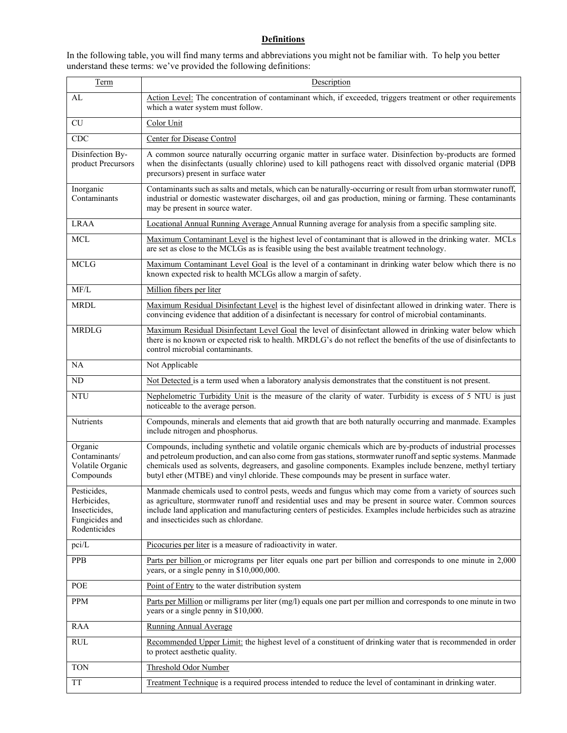**Definitions**

In the following table, you will find many terms and abbreviations you might not be familiar with. To help you better understand these terms: we've provided the following definitions:

| Term | Description |
|---|---|
| AL | Action Level: The concentration of contaminant which, if exceeded, triggers treatment or other requirements which a water system must follow. |
| CU | Color Unit |
| CDC | Center for Disease Control |
| Disinfection By-product Precursors | A common source naturally occurring organic matter in surface water. Disinfection by-products are formed when the disinfectants (usually chlorine) used to kill pathogens react with dissolved organic material (DPB precursors) present in surface water |
| Inorganic Contaminants | Contaminants such as salts and metals, which can be naturally-occurring or result from urban stormwater runoff, industrial or domestic wastewater discharges, oil and gas production, mining or farming. These contaminants may be present in source water. |
| LRAA | Locational Annual Running Average Annual Running average for analysis from a specific sampling site. |
| MCL | Maximum Contaminant Level is the highest level of contaminant that is allowed in the drinking water. MCLs are set as close to the MCLGs as is feasible using the best available treatment technology. |
| MCLG | Maximum Contaminant Level Goal is the level of a contaminant in drinking water below which there is no known expected risk to health MCLGs allow a margin of safety. |
| MF/L | Million fibers per liter |
| MRDL | Maximum Residual Disinfectant Level is the highest level of disinfectant allowed in drinking water. There is convincing evidence that addition of a disinfectant is necessary for control of microbial contaminants. |
| MRDLG | Maximum Residual Disinfectant Level Goal the level of disinfectant allowed in drinking water below which there is no known or expected risk to health. MRDLG's do not reflect the benefits of the use of disinfectants to control microbial contaminants. |
| NA | Not Applicable |
| ND | Not Detected is a term used when a laboratory analysis demonstrates that the constituent is not present. |
| NTU | Nephelometric Turbidity Unit is the measure of the clarity of water. Turbidity is excess of 5 NTU is just noticeable to the average person. |
| Nutrients | Compounds, minerals and elements that aid growth that are both naturally occurring and manmade. Examples include nitrogen and phosphorus. |
| Organic Contaminants/ Volatile Organic Compounds | Compounds, including synthetic and volatile organic chemicals which are by-products of industrial processes and petroleum production, and can also come from gas stations, stormwater runoff and septic systems. Manmade chemicals used as solvents, degreasers, and gasoline components. Examples include benzene, methyl tertiary butyl ether (MTBE) and vinyl chloride. These compounds may be present in surface water. |
| Pesticides, Herbicides, Insecticides, Fungicides and Rodenticides | Manmade chemicals used to control pests, weeds and fungus which may come from a variety of sources such as agriculture, stormwater runoff and residential uses and may be present in source water. Common sources include land application and manufacturing centers of pesticides. Examples include herbicides such as atrazine and insecticides such as chlordane. |
| pci/L | Picocuries per liter is a measure of radioactivity in water. |
| PPB | Parts per billion or micrograms per liter equals one part per billion and corresponds to one minute in 2,000 years, or a single penny in $10,000,000. |
| POE | Point of Entry to the water distribution system |
| PPM | Parts per Million or milligrams per liter (mg/l) equals one part per million and corresponds to one minute in two years or a single penny in $10,000. |
| RAA | Running Annual Average |
| RUL | Recommended Upper Limit: the highest level of a constituent of drinking water that is recommended in order to protect aesthetic quality. |
| TON | Threshold Odor Number |
| TT | Treatment Technique is a required process intended to reduce the level of contaminant in drinking water. |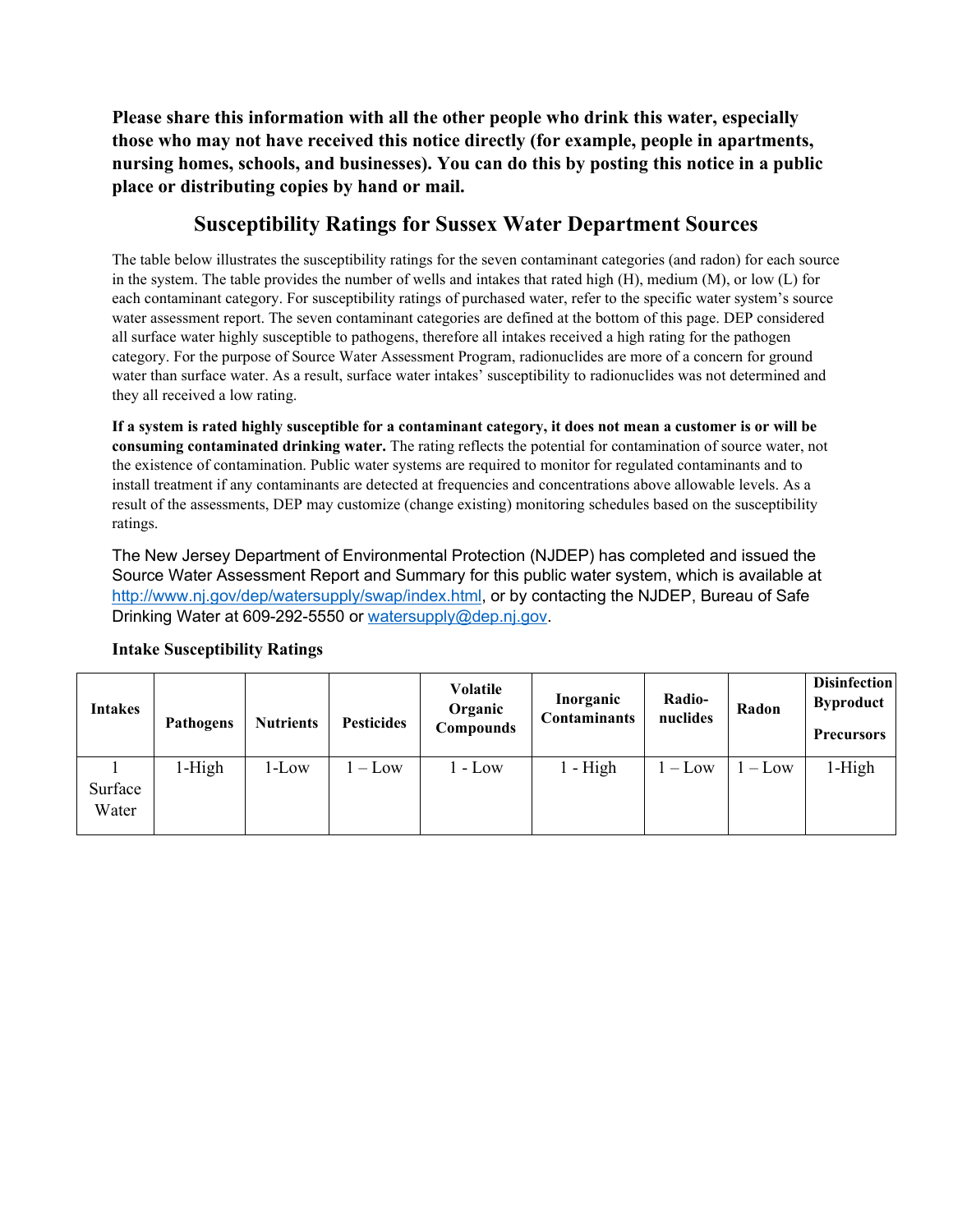**Please share this information with all the other people who drink this water, especially those who may not have received this notice directly (for example, people in apartments, nursing homes, schools, and businesses). You can do this by posting this notice in a public place or distributing copies by hand or mail.**

## Susceptibility Ratings for Sussex Water Department Sources

The table below illustrates the susceptibility ratings for the seven contaminant categories (and radon) for each source in the system. The table provides the number of wells and intakes that rated high (H), medium (M), or low (L) for each contaminant category. For susceptibility ratings of purchased water, refer to the specific water system's source water assessment report. The seven contaminant categories are defined at the bottom of this page. DEP considered all surface water highly susceptible to pathogens, therefore all intakes received a high rating for the pathogen category. For the purpose of Source Water Assessment Program, radionuclides are more of a concern for ground water than surface water. As a result, surface water intakes' susceptibility to radionuclides was not determined and they all received a low rating.

**If a system is rated highly susceptible for a contaminant category, it does not mean a customer is or will be consuming contaminated drinking water.** The rating reflects the potential for contamination of source water, not the existence of contamination. Public water systems are required to monitor for regulated contaminants and to install treatment if any contaminants are detected at frequencies and concentrations above allowable levels. As a result of the assessments, DEP may customize (change existing) monitoring schedules based on the susceptibility ratings.

The New Jersey Department of Environmental Protection (NJDEP) has completed and issued the Source Water Assessment Report and Summary for this public water system, which is available at http://www.nj.gov/dep/watersupply/swap/index.html, or by contacting the NJDEP, Bureau of Safe Drinking Water at 609-292-5550 or watersupply@dep.nj.gov.

**Intake Susceptibility Ratings**

| Intakes | Pathogens | Nutrients | Pesticides | Volatile Organic Compounds | Inorganic Contaminants | Radio-nuclides | Radon | Disinfection Byproduct Precursors |
|---|---|---|---|---|---|---|---|---|
| 1 Surface Water | 1-High | 1-Low | 1 – Low | 1 - Low | 1 - High | 1 – Low | 1 – Low | 1-High |